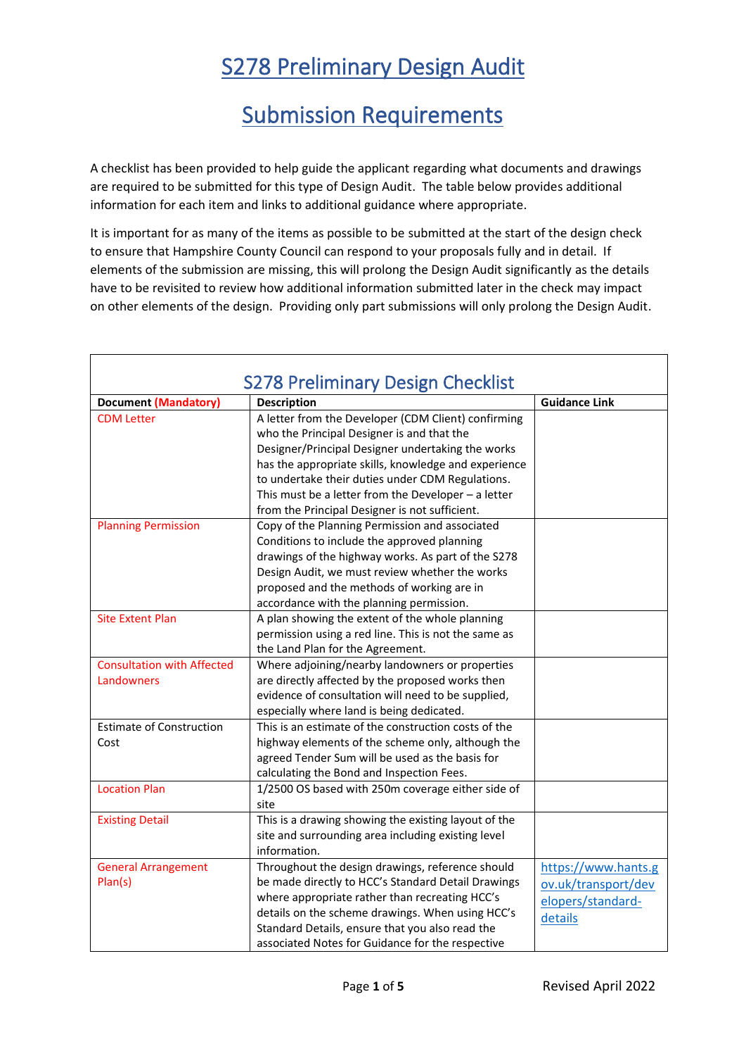# S278 Preliminary Design Audit

# Submission Requirements

A checklist has been provided to help guide the applicant regarding what documents and drawings are required to be submitted for this type of Design Audit. The table below provides additional information for each item and links to additional guidance where appropriate.

It is important for as many of the items as possible to be submitted at the start of the design check to ensure that Hampshire County Council can respond to your proposals fully and in detail. If elements of the submission are missing, this will prolong the Design Audit significantly as the details have to be revisited to review how additional information submitted later in the check may impact on other elements of the design. Providing only part submissions will only prolong the Design Audit.

## S278 Preliminary Design Checklist

| Document (Mandatory) | Description | Guidance Link |
|---|---|---|
| CDM Letter | A letter from the Developer (CDM Client) confirming who the Principal Designer is and that the Designer/Principal Designer undertaking the works has the appropriate skills, knowledge and experience to undertake their duties under CDM Regulations. This must be a letter from the Developer – a letter from the Principal Designer is not sufficient. | |
| Planning Permission | Copy of the Planning Permission and associated Conditions to include the approved planning drawings of the highway works. As part of the S278 Design Audit, we must review whether the works proposed and the methods of working are in accordance with the planning permission. | |
| Site Extent Plan | A plan showing the extent of the whole planning permission using a red line. This is not the same as the Land Plan for the Agreement. | |
| Consultation with Affected Landowners | Where adjoining/nearby landowners or properties are directly affected by the proposed works then evidence of consultation will need to be supplied, especially where land is being dedicated. | |
| Estimate of Construction Cost | This is an estimate of the construction costs of the highway elements of the scheme only, although the agreed Tender Sum will be used as the basis for calculating the Bond and Inspection Fees. | |
| Location Plan | 1/2500 OS based with 250m coverage either side of site | |
| Existing Detail | This is a drawing showing the existing layout of the site and surrounding area including existing level information. | |
| General Arrangement Plan(s) | Throughout the design drawings, reference should be made directly to HCC's Standard Detail Drawings where appropriate rather than recreating HCC's details on the scheme drawings. When using HCC's Standard Details, ensure that you also read the associated Notes for Guidance for the respective | https://www.hants.gov.uk/transport/developers/standard-details |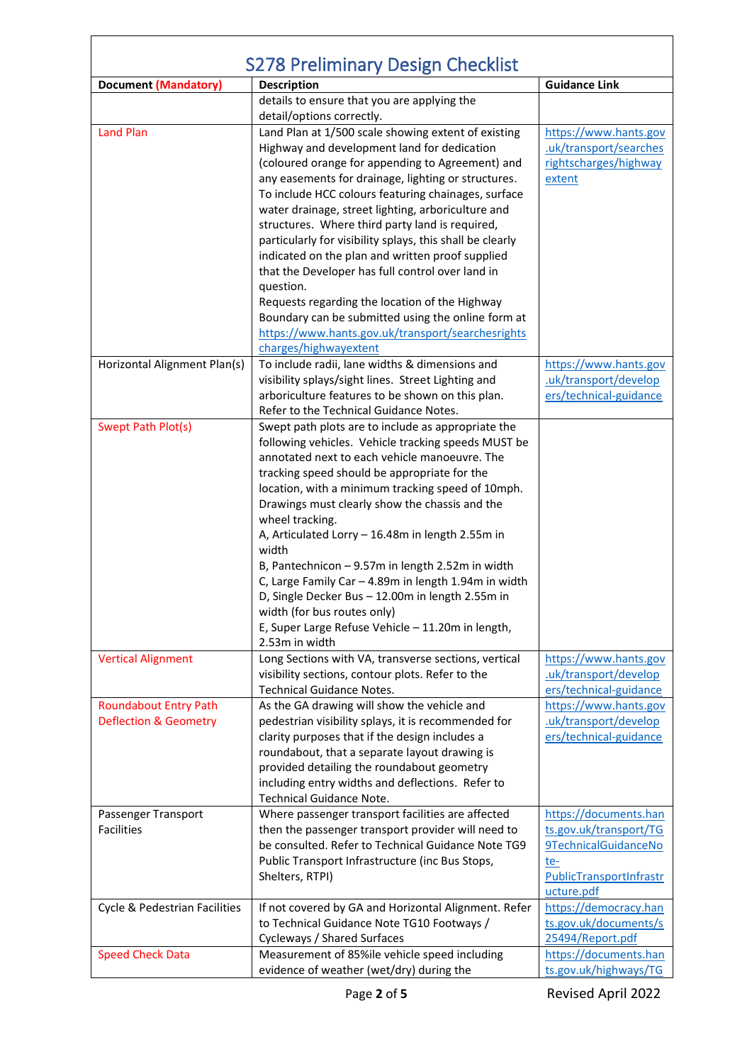# S278 Preliminary Design Checklist

| Document (Mandatory) | Description | Guidance Link |
|---|---|---|
| | details to ensure that you are applying the detail/options correctly. | |
| Land Plan | Land Plan at 1/500 scale showing extent of existing Highway and development land for dedication (coloured orange for appending to Agreement) and any easements for drainage, lighting or structures. To include HCC colours featuring chainages, surface water drainage, street lighting, arboriculture and structures. Where third party land is required, particularly for visibility splays, this shall be clearly indicated on the plan and written proof supplied that the Developer has full control over land in question.<br>Requests regarding the location of the Highway Boundary can be submitted using the online form at https://www.hants.gov.uk/transport/searchesrightscharges/highwayextent | https://www.hants.gov.uk/transport/searchesrightscharges/highwayextent |
| Horizontal Alignment Plan(s) | To include radii, lane widths & dimensions and visibility splays/sight lines. Street Lighting and arboriculture features to be shown on this plan. Refer to the Technical Guidance Notes. | https://www.hants.gov.uk/transport/developers/technical-guidance |
| Swept Path Plot(s) | Swept path plots are to include as appropriate the following vehicles. Vehicle tracking speeds MUST be annotated next to each vehicle manoeuvre. The tracking speed should be appropriate for the location, with a minimum tracking speed of 10mph. Drawings must clearly show the chassis and the wheel tracking.<br>A, Articulated Lorry – 16.48m in length 2.55m in width<br>B, Pantechnicon – 9.57m in length 2.52m in width<br>C, Large Family Car – 4.89m in length 1.94m in width<br>D, Single Decker Bus – 12.00m in length 2.55m in width (for bus routes only)<br>E, Super Large Refuse Vehicle – 11.20m in length, 2.53m in width | |
| Vertical Alignment | Long Sections with VA, transverse sections, vertical visibility sections, contour plots. Refer to the Technical Guidance Notes. | https://www.hants.gov.uk/transport/developers/technical-guidance |
| Roundabout Entry Path Deflection & Geometry | As the GA drawing will show the vehicle and pedestrian visibility splays, it is recommended for clarity purposes that if the design includes a roundabout, that a separate layout drawing is provided detailing the roundabout geometry including entry widths and deflections. Refer to Technical Guidance Note. | https://www.hants.gov.uk/transport/developers/technical-guidance |
| Passenger Transport Facilities | Where passenger transport facilities are affected then the passenger transport provider will need to be consulted. Refer to Technical Guidance Note TG9 Public Transport Infrastructure (inc Bus Stops, Shelters, RTPI) | https://documents.hants.gov.uk/transport/TG9TechnicalGuidanceNote-PublicTransportInfrastructure.pdf |
| Cycle & Pedestrian Facilities | If not covered by GA and Horizontal Alignment. Refer to Technical Guidance Note TG10 Footways / Cycleways / Shared Surfaces | https://democracy.hants.gov.uk/documents/s25494/Report.pdf |
| Speed Check Data | Measurement of 85%ile vehicle speed including evidence of weather (wet/dry) during the | https://documents.hants.gov.uk/highways/TG |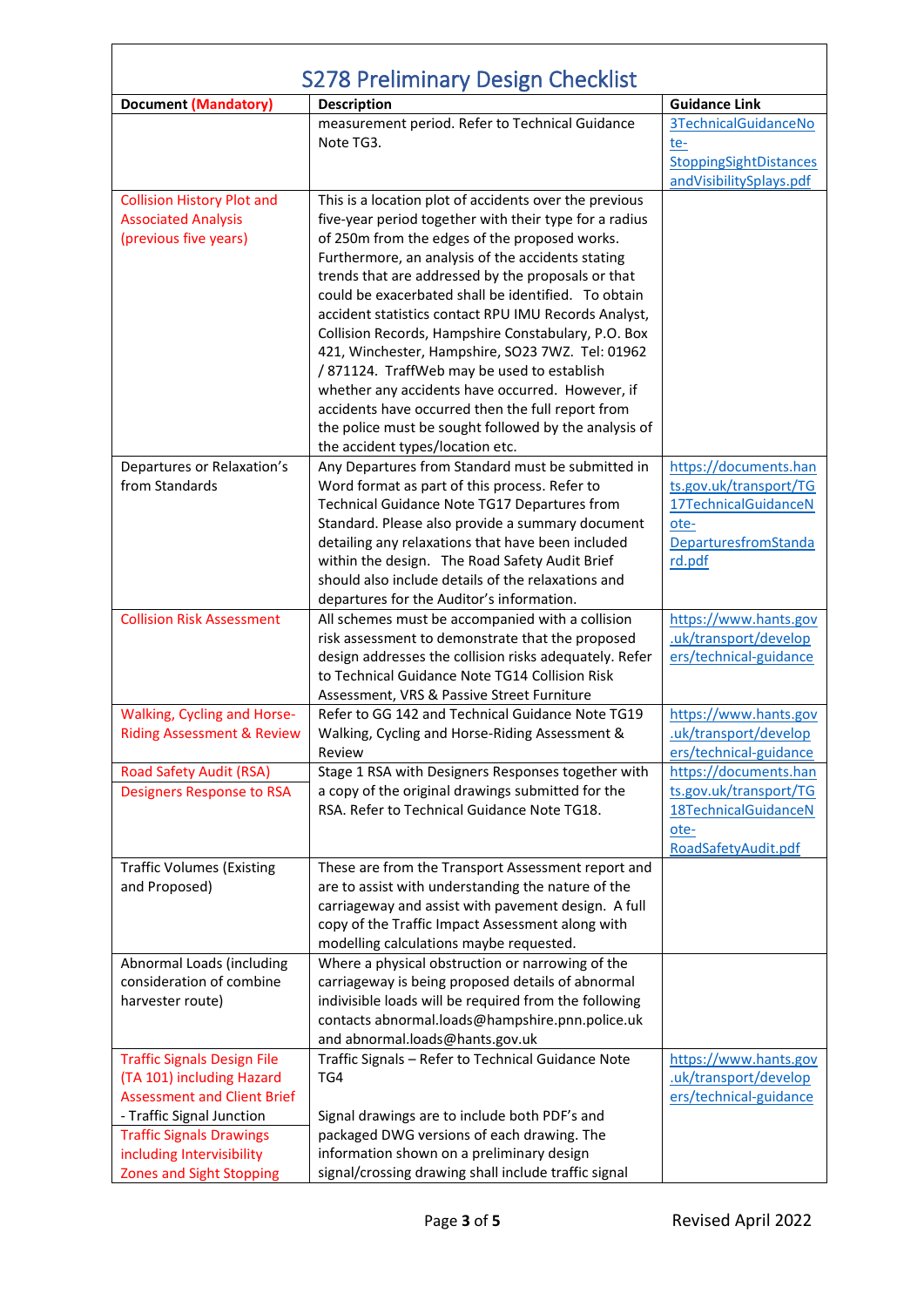# S278 Preliminary Design Checklist

| Document (Mandatory) | Description | Guidance Link |
|---|---|---|
| | measurement period. Refer to Technical Guidance Note TG3. | 3TechnicalGuidanceNote-StoppingSightDistancesandVisibilitySplays.pdf |
| Collision History Plot and Associated Analysis (previous five years) | This is a location plot of accidents over the previous five-year period together with their type for a radius of 250m from the edges of the proposed works. Furthermore, an analysis of the accidents stating trends that are addressed by the proposals or that could be exacerbated shall be identified. To obtain accident statistics contact RPU IMU Records Analyst, Collision Records, Hampshire Constabulary, P.O. Box 421, Winchester, Hampshire, SO23 7WZ. Tel: 01962 / 871124. TraffWeb may be used to establish whether any accidents have occurred. However, if accidents have occurred then the full report from the police must be sought followed by the analysis of the accident types/location etc. | |
| Departures or Relaxation's from Standards | Any Departures from Standard must be submitted in Word format as part of this process. Refer to Technical Guidance Note TG17 Departures from Standard. Please also provide a summary document detailing any relaxations that have been included within the design. The Road Safety Audit Brief should also include details of the relaxations and departures for the Auditor's information. | https://documents.hants.gov.uk/transport/TG17TechnicalGuidanceNote-DeparturesfromStandard.pdf |
| Collision Risk Assessment | All schemes must be accompanied with a collision risk assessment to demonstrate that the proposed design addresses the collision risks adequately. Refer to Technical Guidance Note TG14 Collision Risk Assessment, VRS & Passive Street Furniture | https://www.hants.gov.uk/transport/developers/technical-guidance |
| Walking, Cycling and Horse-Riding Assessment & Review | Refer to GG 142 and Technical Guidance Note TG19 Walking, Cycling and Horse-Riding Assessment & Review | https://www.hants.gov.uk/transport/developers/technical-guidance |
| Road Safety Audit (RSA)<br>Designers Response to RSA | Stage 1 RSA with Designers Responses together with a copy of the original drawings submitted for the RSA. Refer to Technical Guidance Note TG18. | https://documents.hants.gov.uk/transport/TG18TechnicalGuidanceNote-RoadSafetyAudit.pdf |
| Traffic Volumes (Existing and Proposed) | These are from the Transport Assessment report and are to assist with understanding the nature of the carriageway and assist with pavement design. A full copy of the Traffic Impact Assessment along with modelling calculations maybe requested. | |
| Abnormal Loads (including consideration of combine harvester route) | Where a physical obstruction or narrowing of the carriageway is being proposed details of abnormal indivisible loads will be required from the following contacts abnormal.loads@hampshire.pnn.police.uk and abnormal.loads@hants.gov.uk | |
| Traffic Signals Design File (TA 101) including Hazard Assessment and Client Brief - Traffic Signal Junction<br>Traffic Signals Drawings including Intervisibility Zones and Sight Stopping | Traffic Signals – Refer to Technical Guidance Note TG4<br><br>Signal drawings are to include both PDF's and packaged DWG versions of each drawing. The information shown on a preliminary design signal/crossing drawing shall include traffic signal | https://www.hants.gov.uk/transport/developers/technical-guidance |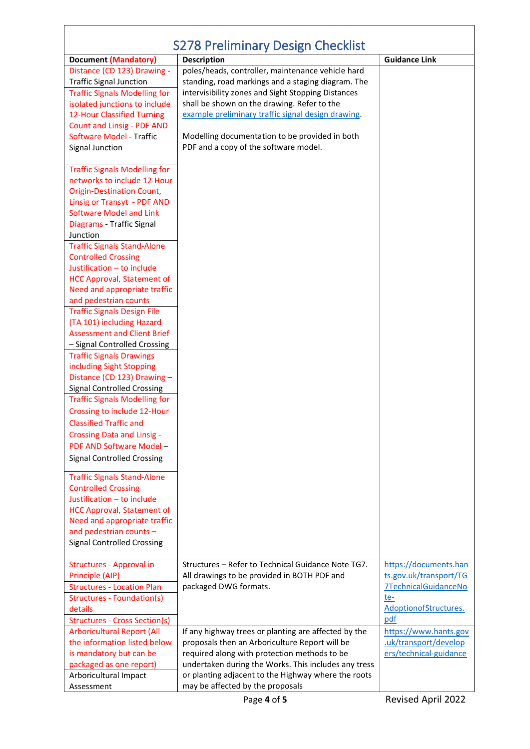# S278 Preliminary Design Checklist

| Document (Mandatory) | Description | Guidance Link |
|---|---|---|
| Distance (CD 123) Drawing - Traffic Signal Junction | poles/heads, controller, maintenance vehicle hard standing, road markings and a staging diagram. The intervisibility zones and Sight Stopping Distances shall be shown on the drawing. Refer to the example preliminary traffic signal design drawing. | |
| Traffic Signals Modelling for isolated junctions to include 12-Hour Classified Turning Count and Linsig - PDF AND Software Model - Traffic Signal Junction | Modelling documentation to be provided in both PDF and a copy of the software model. | |
| Traffic Signals Modelling for networks to include 12-Hour Origin-Destination Count, Linsig or Transyt - PDF AND Software Model and Link Diagrams - Traffic Signal Junction | | |
| Traffic Signals Stand-Alone Controlled Crossing Justification – to include HCC Approval, Statement of Need and appropriate traffic and pedestrian counts | | |
| Traffic Signals Design File (TA 101) including Hazard Assessment and Client Brief – Signal Controlled Crossing | | |
| Traffic Signals Drawings including Sight Stopping Distance (CD 123) Drawing – Signal Controlled Crossing | | |
| Traffic Signals Modelling for Crossing to include 12-Hour Classified Traffic and Crossing Data and Linsig - PDF AND Software Model – Signal Controlled Crossing | | |
| Traffic Signals Stand-Alone Controlled Crossing Justification – to include HCC Approval, Statement of Need and appropriate traffic and pedestrian counts – Signal Controlled Crossing | | |
| Structures - Approval in Principle (AIP) | Structures – Refer to Technical Guidance Note TG7. All drawings to be provided in BOTH PDF and packaged DWG formats. | https://documents.hants.gov.uk/transport/TG7TechnicalGuidanceNote-AdoptionofStructures.pdf |
| Structures - Location Plan | | |
| Structures - Foundation(s) details | | |
| Structures - Cross Section(s) | | |
| Arboricultural Report (All the information listed below is mandatory but can be packaged as one report) | If any highway trees or planting are affected by the proposals then an Arboriculture Report will be required along with protection methods to be undertaken during the Works. This includes any tress or planting adjacent to the Highway where the roots may be affected by the proposals | https://www.hants.gov.uk/transport/developers/technical-guidance |
| Arboricultural Impact Assessment | | |

Revised April 2022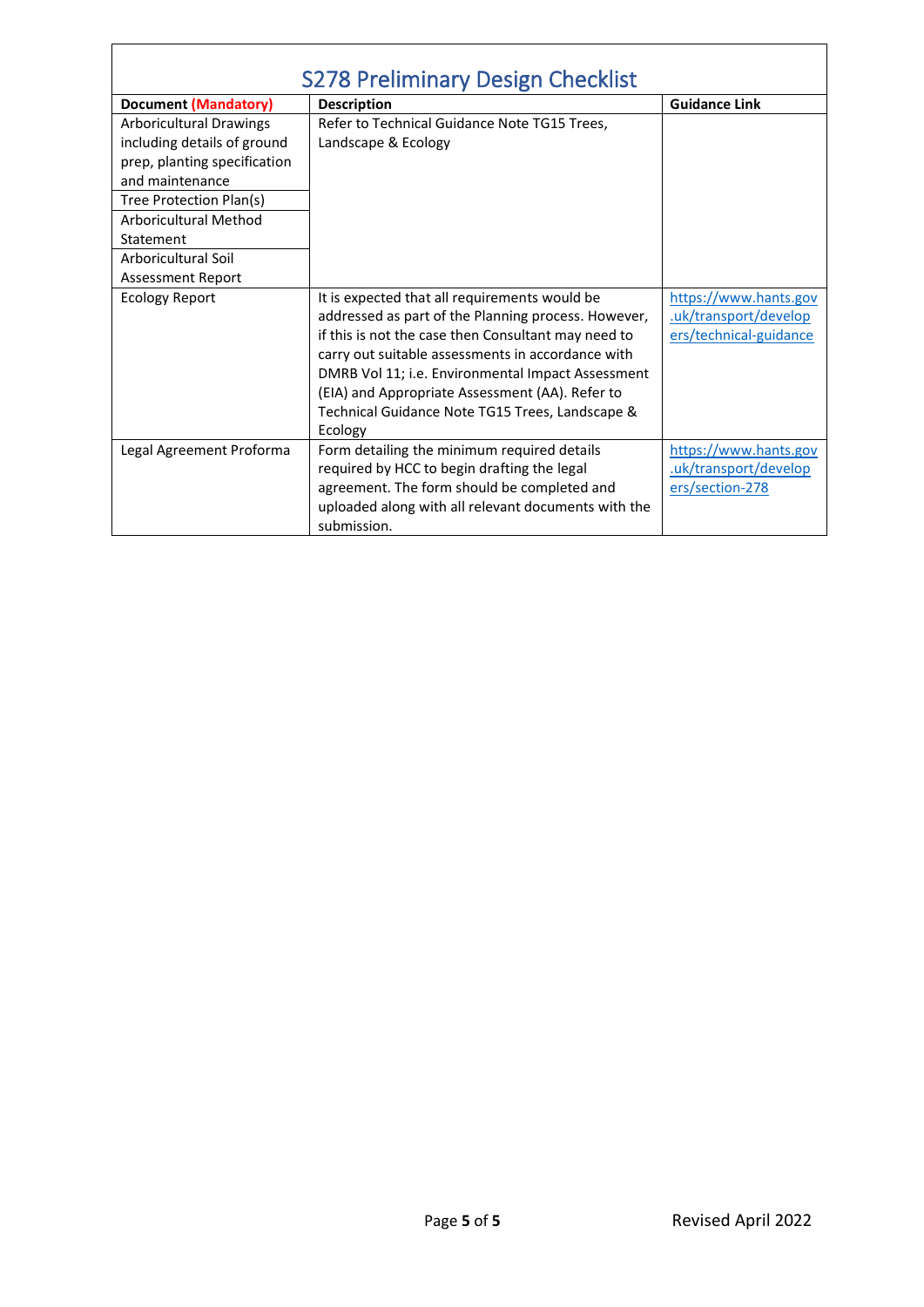## S278 Preliminary Design Checklist

| Document (Mandatory) | Description | Guidance Link |
| --- | --- | --- |
| Arboricultural Drawings including details of ground prep, planting specification and maintenance | Refer to Technical Guidance Note TG15 Trees, Landscape & Ecology | |
| Tree Protection Plan(s) | | |
| Arboricultural Method Statement | | |
| Arboricultural Soil Assessment Report | | |
| Ecology Report | It is expected that all requirements would be addressed as part of the Planning process. However, if this is not the case then Consultant may need to carry out suitable assessments in accordance with DMRB Vol 11; i.e. Environmental Impact Assessment (EIA) and Appropriate Assessment (AA). Refer to Technical Guidance Note TG15 Trees, Landscape & Ecology | https://www.hants.gov.uk/transport/developers/technical-guidance |
| Legal Agreement Proforma | Form detailing the minimum required details required by HCC to begin drafting the legal agreement. The form should be completed and uploaded along with all relevant documents with the submission. | https://www.hants.gov.uk/transport/developers/section-278 |

Revised April 2022